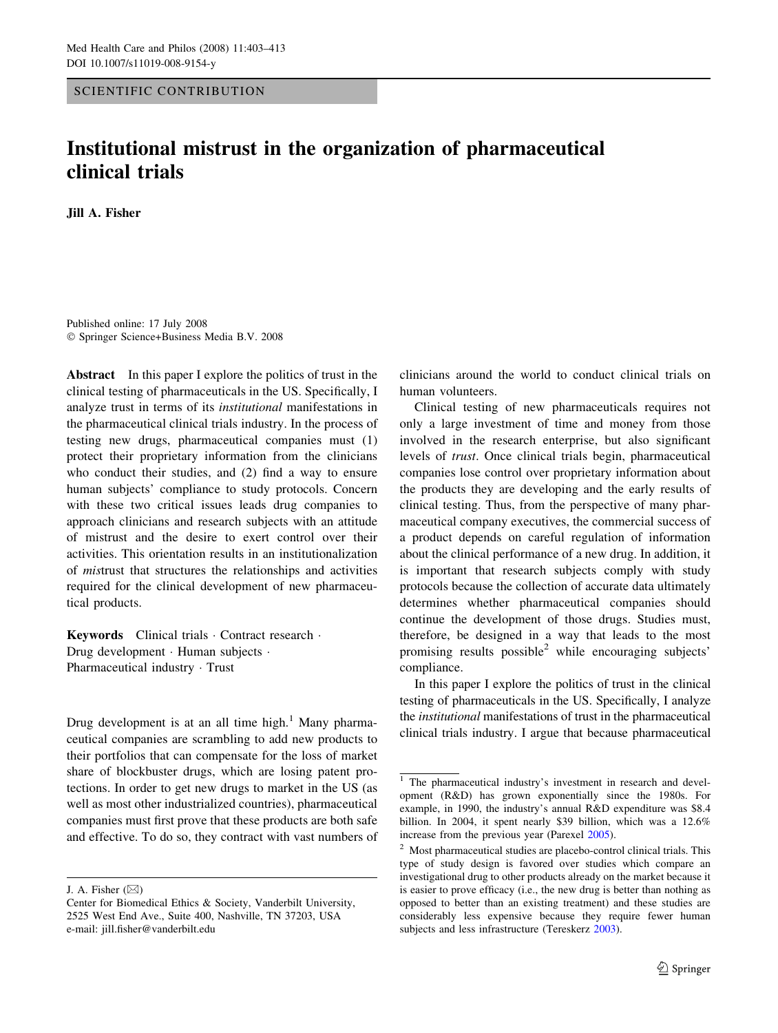SCIENTIFIC CONTRIBUTION

# Institutional mistrust in the organization of pharmaceutical clinical trials

**Jill A. Fisher**

Published online: 17 July 2008
© Springer Science+Business Media B.V. 2008

**Abstract** In this paper I explore the politics of trust in the clinical testing of pharmaceuticals in the US. Specifically, I analyze trust in terms of its *institutional* manifestations in the pharmaceutical clinical trials industry. In the process of testing new drugs, pharmaceutical companies must (1) protect their proprietary information from the clinicians who conduct their studies, and (2) find a way to ensure human subjects' compliance to study protocols. Concern with these two critical issues leads drug companies to approach clinicians and research subjects with an attitude of mistrust and the desire to exert control over their activities. This orientation results in an institutionalization of *mis*trust that structures the relationships and activities required for the clinical development of new pharmaceutical products.

**Keywords** Clinical trials · Contract research · Drug development · Human subjects · Pharmaceutical industry · Trust

Drug development is at an all time high.[1] Many pharmaceutical companies are scrambling to add new products to their portfolios that can compensate for the loss of market share of blockbuster drugs, which are losing patent protections. In order to get new drugs to market in the US (as well as most other industrialized countries), pharmaceutical companies must first prove that these products are both safe and effective. To do so, they contract with vast numbers of clinicians around the world to conduct clinical trials on human volunteers.

Clinical testing of new pharmaceuticals requires not only a large investment of time and money from those involved in the research enterprise, but also significant levels of *trust*. Once clinical trials begin, pharmaceutical companies lose control over proprietary information about the products they are developing and the early results of clinical testing. Thus, from the perspective of many pharmaceutical company executives, the commercial success of a product depends on careful regulation of information about the clinical performance of a new drug. In addition, it is important that research subjects comply with study protocols because the collection of accurate data ultimately determines whether pharmaceutical companies should continue the development of those drugs. Studies must, therefore, be designed in a way that leads to the most promising results possible[2] while encouraging subjects' compliance.

In this paper I explore the politics of trust in the clinical testing of pharmaceuticals in the US. Specifically, I analyze the *institutional* manifestations of trust in the pharmaceutical clinical trials industry. I argue that because pharmaceutical

---

[1] The pharmaceutical industry's investment in research and development (R&D) has grown exponentially since the 1980s. For example, in 1990, the industry's annual R&D expenditure was $8.4 billion. In 2004, it spent nearly $39 billion, which was a 12.6% increase from the previous year (Parexel 2005).

[2] Most pharmaceutical studies are placebo-control clinical trials. This type of study design is favored over studies which compare an investigational drug to other products already on the market because it is easier to prove efficacy (i.e., the new drug is better than nothing as opposed to better than an existing treatment) and these studies are considerably less expensive because they require fewer human subjects and less infrastructure (Tereskerz 2003).

---

J. A. Fisher (✉)
Center for Biomedical Ethics & Society, Vanderbilt University, 2525 West End Ave., Suite 400, Nashville, TN 37203, USA
e-mail: jill.fisher@vanderbilt.edu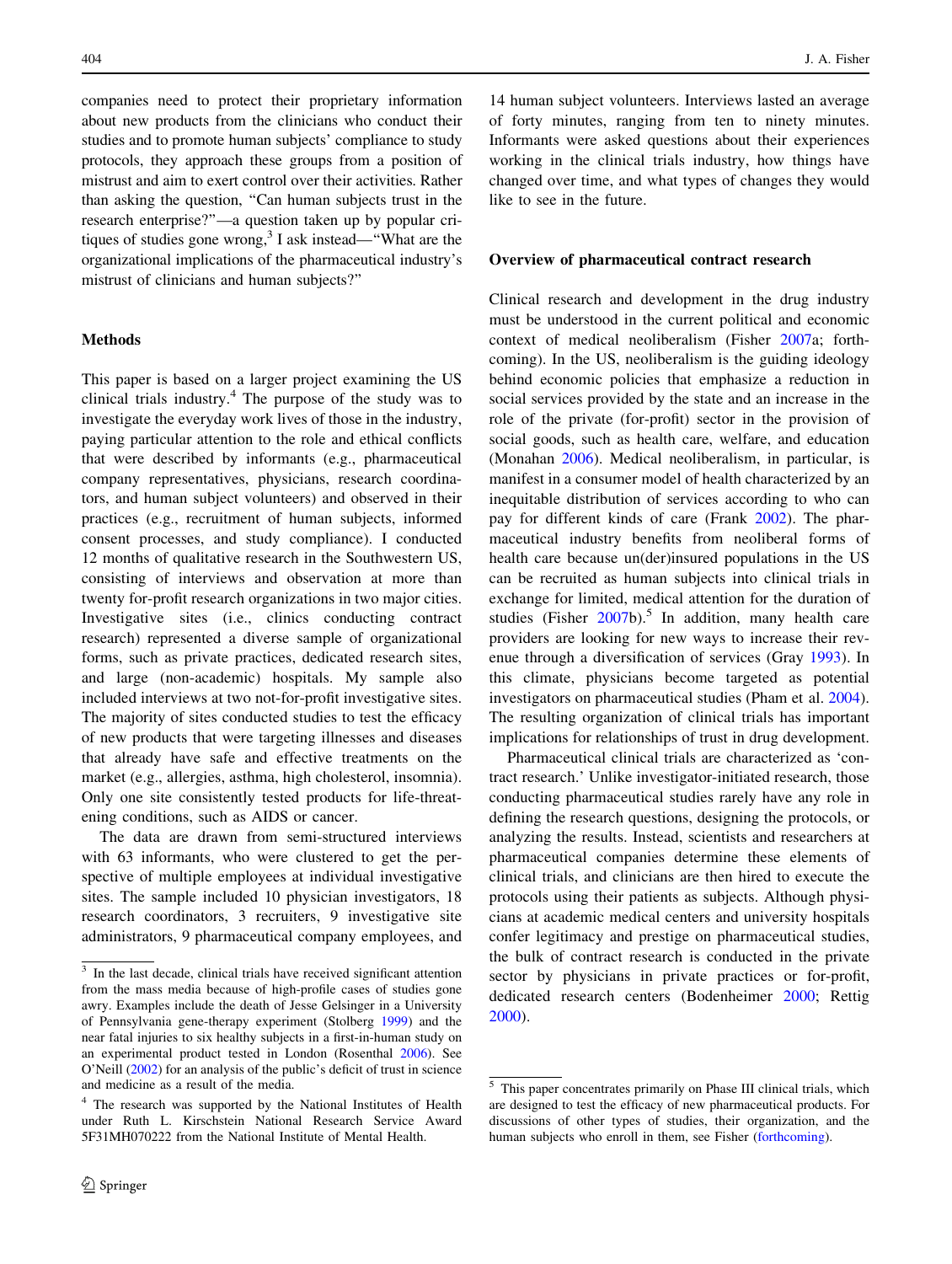companies need to protect their proprietary information about new products from the clinicians who conduct their studies and to promote human subjects' compliance to study protocols, they approach these groups from a position of mistrust and aim to exert control over their activities. Rather than asking the question, "Can human subjects trust in the research enterprise?"—a question taken up by popular critiques of studies gone wrong,[3] I ask instead—"What are the organizational implications of the pharmaceutical industry's mistrust of clinicians and human subjects?"

## Methods

This paper is based on a larger project examining the US clinical trials industry.[4] The purpose of the study was to investigate the everyday work lives of those in the industry, paying particular attention to the role and ethical conflicts that were described by informants (e.g., pharmaceutical company representatives, physicians, research coordinators, and human subject volunteers) and observed in their practices (e.g., recruitment of human subjects, informed consent processes, and study compliance). I conducted 12 months of qualitative research in the Southwestern US, consisting of interviews and observation at more than twenty for-profit research organizations in two major cities. Investigative sites (i.e., clinics conducting contract research) represented a diverse sample of organizational forms, such as private practices, dedicated research sites, and large (non-academic) hospitals. My sample also included interviews at two not-for-profit investigative sites. The majority of sites conducted studies to test the efficacy of new products that were targeting illnesses and diseases that already have safe and effective treatments on the market (e.g., allergies, asthma, high cholesterol, insomnia). Only one site consistently tested products for life-threatening conditions, such as AIDS or cancer.

The data are drawn from semi-structured interviews with 63 informants, who were clustered to get the perspective of multiple employees at individual investigative sites. The sample included 10 physician investigators, 18 research coordinators, 3 recruiters, 9 investigative site administrators, 9 pharmaceutical company employees, and 14 human subject volunteers. Interviews lasted an average of forty minutes, ranging from ten to ninety minutes. Informants were asked questions about their experiences working in the clinical trials industry, how things have changed over time, and what types of changes they would like to see in the future.

## Overview of pharmaceutical contract research

Clinical research and development in the drug industry must be understood in the current political and economic context of medical neoliberalism (Fisher 2007a; forthcoming). In the US, neoliberalism is the guiding ideology behind economic policies that emphasize a reduction in social services provided by the state and an increase in the role of the private (for-profit) sector in the provision of social goods, such as health care, welfare, and education (Monahan 2006). Medical neoliberalism, in particular, is manifest in a consumer model of health characterized by an inequitable distribution of services according to who can pay for different kinds of care (Frank 2002). The pharmaceutical industry benefits from neoliberal forms of health care because un(der)insured populations in the US can be recruited as human subjects into clinical trials in exchange for limited, medical attention for the duration of studies (Fisher 2007b).[5] In addition, many health care providers are looking for new ways to increase their revenue through a diversification of services (Gray 1993). In this climate, physicians become targeted as potential investigators on pharmaceutical studies (Pham et al. 2004). The resulting organization of clinical trials has important implications for relationships of trust in drug development.

Pharmaceutical clinical trials are characterized as 'contract research.' Unlike investigator-initiated research, those conducting pharmaceutical studies rarely have any role in defining the research questions, designing the protocols, or analyzing the results. Instead, scientists and researchers at pharmaceutical companies determine these elements of clinical trials, and clinicians are then hired to execute the protocols using their patients as subjects. Although physicians at academic medical centers and university hospitals confer legitimacy and prestige on pharmaceutical studies, the bulk of contract research is conducted in the private sector by physicians in private practices or for-profit, dedicated research centers (Bodenheimer 2000; Rettig 2000).

---

[3] In the last decade, clinical trials have received significant attention from the mass media because of high-profile cases of studies gone awry. Examples include the death of Jesse Gelsinger in a University of Pennsylvania gene-therapy experiment (Stolberg 1999) and the near fatal injuries to six healthy subjects in a first-in-human study on an experimental product tested in London (Rosenthal 2006). See O'Neill (2002) for an analysis of the public's deficit of trust in science and medicine as a result of the media.

[4] The research was supported by the National Institutes of Health under Ruth L. Kirschstein National Research Service Award 5F31MH070222 from the National Institute of Mental Health.

[5] This paper concentrates primarily on Phase III clinical trials, which are designed to test the efficacy of new pharmaceutical products. For discussions of other types of studies, their organization, and the human subjects who enroll in them, see Fisher (forthcoming).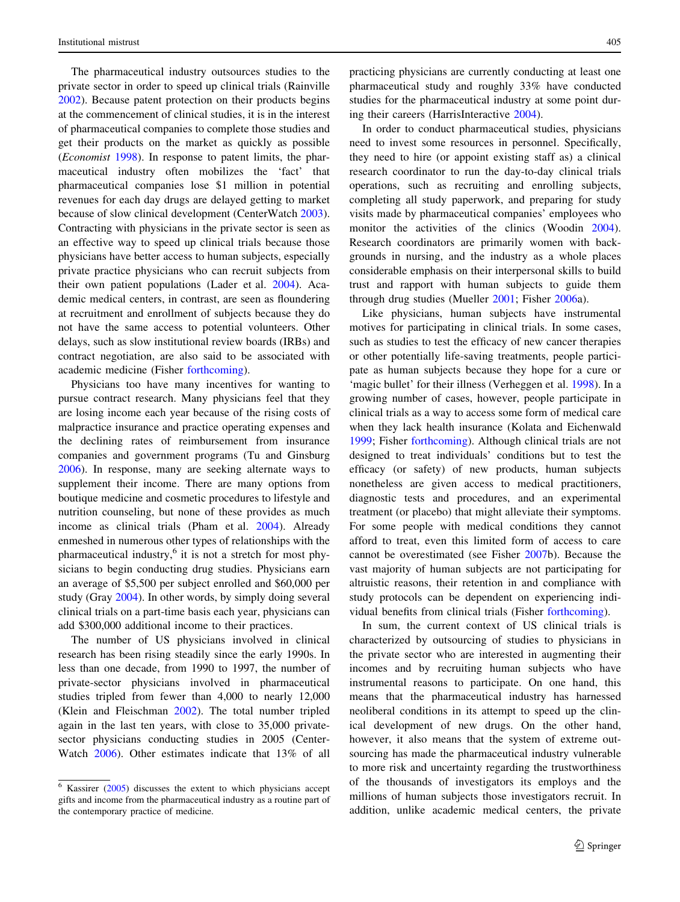The pharmaceutical industry outsources studies to the private sector in order to speed up clinical trials (Rainville 2002). Because patent protection on their products begins at the commencement of clinical studies, it is in the interest of pharmaceutical companies to complete those studies and get their products on the market as quickly as possible (*Economist* 1998). In response to patent limits, the pharmaceutical industry often mobilizes the 'fact' that pharmaceutical companies lose $1 million in potential revenues for each day drugs are delayed getting to market because of slow clinical development (CenterWatch 2003). Contracting with physicians in the private sector is seen as an effective way to speed up clinical trials because those physicians have better access to human subjects, especially private practice physicians who can recruit subjects from their own patient populations (Lader et al. 2004). Academic medical centers, in contrast, are seen as floundering at recruitment and enrollment of subjects because they do not have the same access to potential volunteers. Other delays, such as slow institutional review boards (IRBs) and contract negotiation, are also said to be associated with academic medicine (Fisher forthcoming).

Physicians too have many incentives for wanting to pursue contract research. Many physicians feel that they are losing income each year because of the rising costs of malpractice insurance and practice operating expenses and the declining rates of reimbursement from insurance companies and government programs (Tu and Ginsburg 2006). In response, many are seeking alternate ways to supplement their income. There are many options from boutique medicine and cosmetic procedures to lifestyle and nutrition counseling, but none of these provides as much income as clinical trials (Pham et al. 2004). Already enmeshed in numerous other types of relationships with the pharmaceutical industry,[6] it is not a stretch for most physicians to begin conducting drug studies. Physicians earn an average of $5,500 per subject enrolled and $60,000 per study (Gray 2004). In other words, by simply doing several clinical trials on a part-time basis each year, physicians can add $300,000 additional income to their practices.

The number of US physicians involved in clinical research has been rising steadily since the early 1990s. In less than one decade, from 1990 to 1997, the number of private-sector physicians involved in pharmaceutical studies tripled from fewer than 4,000 to nearly 12,000 (Klein and Fleischman 2002). The total number tripled again in the last ten years, with close to 35,000 private-sector physicians conducting studies in 2005 (CenterWatch 2006). Other estimates indicate that 13% of all practicing physicians are currently conducting at least one pharmaceutical study and roughly 33% have conducted studies for the pharmaceutical industry at some point during their careers (HarrisInteractive 2004).

In order to conduct pharmaceutical studies, physicians need to invest some resources in personnel. Specifically, they need to hire (or appoint existing staff as) a clinical research coordinator to run the day-to-day clinical trials operations, such as recruiting and enrolling subjects, completing all study paperwork, and preparing for study visits made by pharmaceutical companies' employees who monitor the activities of the clinics (Woodin 2004). Research coordinators are primarily women with backgrounds in nursing, and the industry as a whole places considerable emphasis on their interpersonal skills to build trust and rapport with human subjects to guide them through drug studies (Mueller 2001; Fisher 2006a).

Like physicians, human subjects have instrumental motives for participating in clinical trials. In some cases, such as studies to test the efficacy of new cancer therapies or other potentially life-saving treatments, people participate as human subjects because they hope for a cure or 'magic bullet' for their illness (Verheggen et al. 1998). In a growing number of cases, however, people participate in clinical trials as a way to access some form of medical care when they lack health insurance (Kolata and Eichenwald 1999; Fisher forthcoming). Although clinical trials are not designed to treat individuals' conditions but to test the efficacy (or safety) of new products, human subjects nonetheless are given access to medical practitioners, diagnostic tests and procedures, and an experimental treatment (or placebo) that might alleviate their symptoms. For some people with medical conditions they cannot afford to treat, even this limited form of access to care cannot be overestimated (see Fisher 2007b). Because the vast majority of human subjects are not participating for altruistic reasons, their retention in and compliance with study protocols can be dependent on experiencing individual benefits from clinical trials (Fisher forthcoming).

In sum, the current context of US clinical trials is characterized by outsourcing of studies to physicians in the private sector who are interested in augmenting their incomes and by recruiting human subjects who have instrumental reasons to participate. On one hand, this means that the pharmaceutical industry has harnessed neoliberal conditions in its attempt to speed up the clinical development of new drugs. On the other hand, however, it also means that the system of extreme outsourcing has made the pharmaceutical industry vulnerable to more risk and uncertainty regarding the trustworthiness of the thousands of investigators its employs and the millions of human subjects those investigators recruit. In addition, unlike academic medical centers, the private

---

[6] Kassirer (2005) discusses the extent to which physicians accept gifts and income from the pharmaceutical industry as a routine part of the contemporary practice of medicine.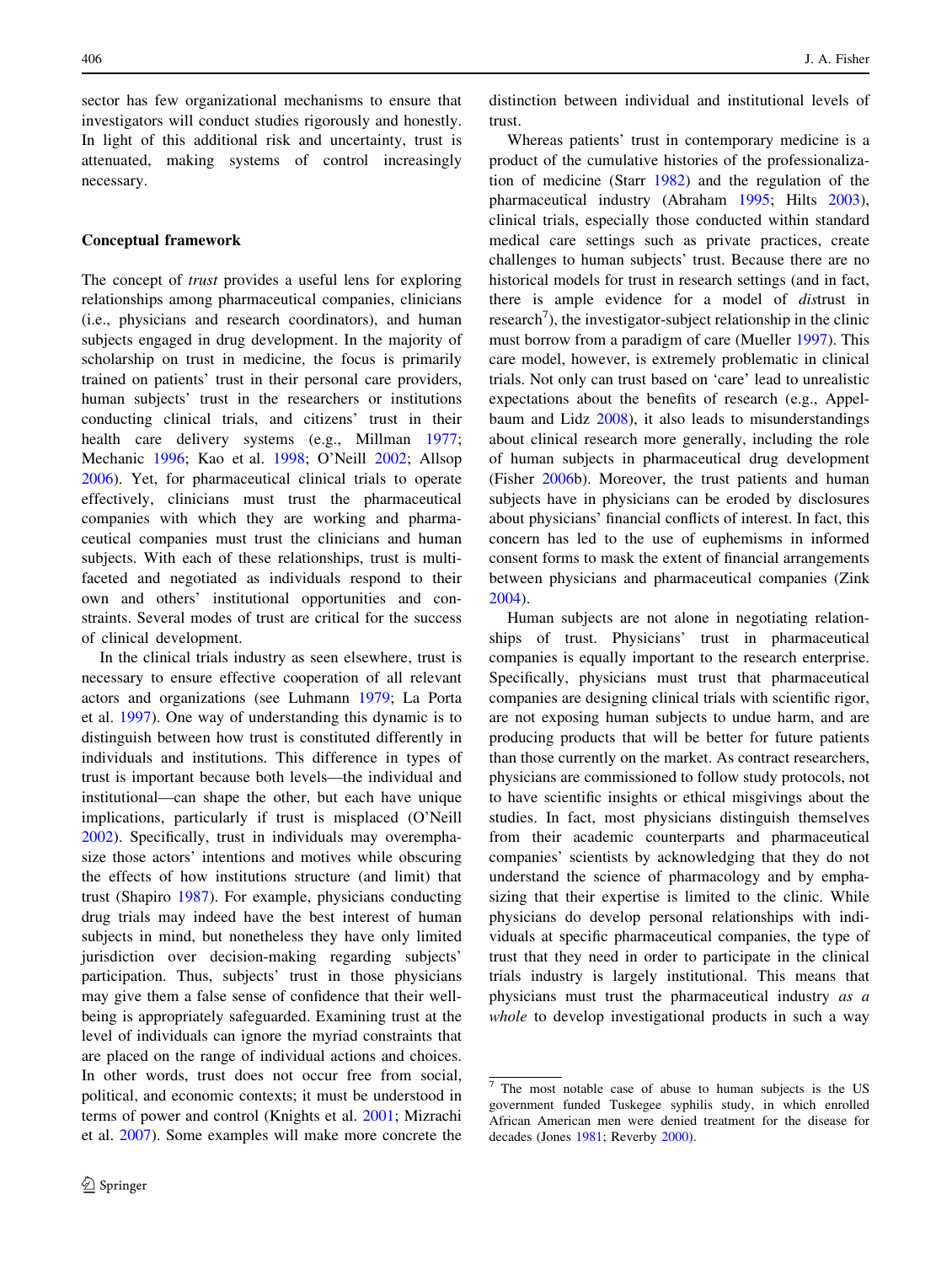sector has few organizational mechanisms to ensure that investigators will conduct studies rigorously and honestly. In light of this additional risk and uncertainty, trust is attenuated, making systems of control increasingly necessary.

## Conceptual framework

The concept of *trust* provides a useful lens for exploring relationships among pharmaceutical companies, clinicians (i.e., physicians and research coordinators), and human subjects engaged in drug development. In the majority of scholarship on trust in medicine, the focus is primarily trained on patients' trust in their personal care providers, human subjects' trust in the researchers or institutions conducting clinical trials, and citizens' trust in their health care delivery systems (e.g., Millman 1977; Mechanic 1996; Kao et al. 1998; O'Neill 2002; Allsop 2006). Yet, for pharmaceutical clinical trials to operate effectively, clinicians must trust the pharmaceutical companies with which they are working and pharmaceutical companies must trust the clinicians and human subjects. With each of these relationships, trust is multifaceted and negotiated as individuals respond to their own and others' institutional opportunities and constraints. Several modes of trust are critical for the success of clinical development.

In the clinical trials industry as seen elsewhere, trust is necessary to ensure effective cooperation of all relevant actors and organizations (see Luhmann 1979; La Porta et al. 1997). One way of understanding this dynamic is to distinguish between how trust is constituted differently in individuals and institutions. This difference in types of trust is important because both levels—the individual and institutional—can shape the other, but each have unique implications, particularly if trust is misplaced (O'Neill 2002). Specifically, trust in individuals may overemphasize those actors' intentions and motives while obscuring the effects of how institutions structure (and limit) that trust (Shapiro 1987). For example, physicians conducting drug trials may indeed have the best interest of human subjects in mind, but nonetheless they have only limited jurisdiction over decision-making regarding subjects' participation. Thus, subjects' trust in those physicians may give them a false sense of confidence that their well-being is appropriately safeguarded. Examining trust at the level of individuals can ignore the myriad constraints that are placed on the range of individual actions and choices. In other words, trust does not occur free from social, political, and economic contexts; it must be understood in terms of power and control (Knights et al. 2001; Mizrachi et al. 2007). Some examples will make more concrete the distinction between individual and institutional levels of trust.

Whereas patients' trust in contemporary medicine is a product of the cumulative histories of the professionalization of medicine (Starr 1982) and the regulation of the pharmaceutical industry (Abraham 1995; Hilts 2003), clinical trials, especially those conducted within standard medical care settings such as private practices, create challenges to human subjects' trust. Because there are no historical models for trust in research settings (and in fact, there is ample evidence for a model of *dis*trust in research[7]), the investigator-subject relationship in the clinic must borrow from a paradigm of care (Mueller 1997). This care model, however, is extremely problematic in clinical trials. Not only can trust based on 'care' lead to unrealistic expectations about the benefits of research (e.g., Appelbaum and Lidz 2008), it also leads to misunderstandings about clinical research more generally, including the role of human subjects in pharmaceutical drug development (Fisher 2006b). Moreover, the trust patients and human subjects have in physicians can be eroded by disclosures about physicians' financial conflicts of interest. In fact, this concern has led to the use of euphemisms in informed consent forms to mask the extent of financial arrangements between physicians and pharmaceutical companies (Zink 2004).

Human subjects are not alone in negotiating relationships of trust. Physicians' trust in pharmaceutical companies is equally important to the research enterprise. Specifically, physicians must trust that pharmaceutical companies are designing clinical trials with scientific rigor, are not exposing human subjects to undue harm, and are producing products that will be better for future patients than those currently on the market. As contract researchers, physicians are commissioned to follow study protocols, not to have scientific insights or ethical misgivings about the studies. In fact, most physicians distinguish themselves from their academic counterparts and pharmaceutical companies' scientists by acknowledging that they do not understand the science of pharmacology and by emphasizing that their expertise is limited to the clinic. While physicians do develop personal relationships with individuals at specific pharmaceutical companies, the type of trust that they need in order to participate in the clinical trials industry is largely institutional. This means that physicians must trust the pharmaceutical industry *as a whole* to develop investigational products in such a way

[7] The most notable case of abuse to human subjects is the US government funded Tuskegee syphilis study, in which enrolled African American men were denied treatment for the disease for decades (Jones 1981; Reverby 2000).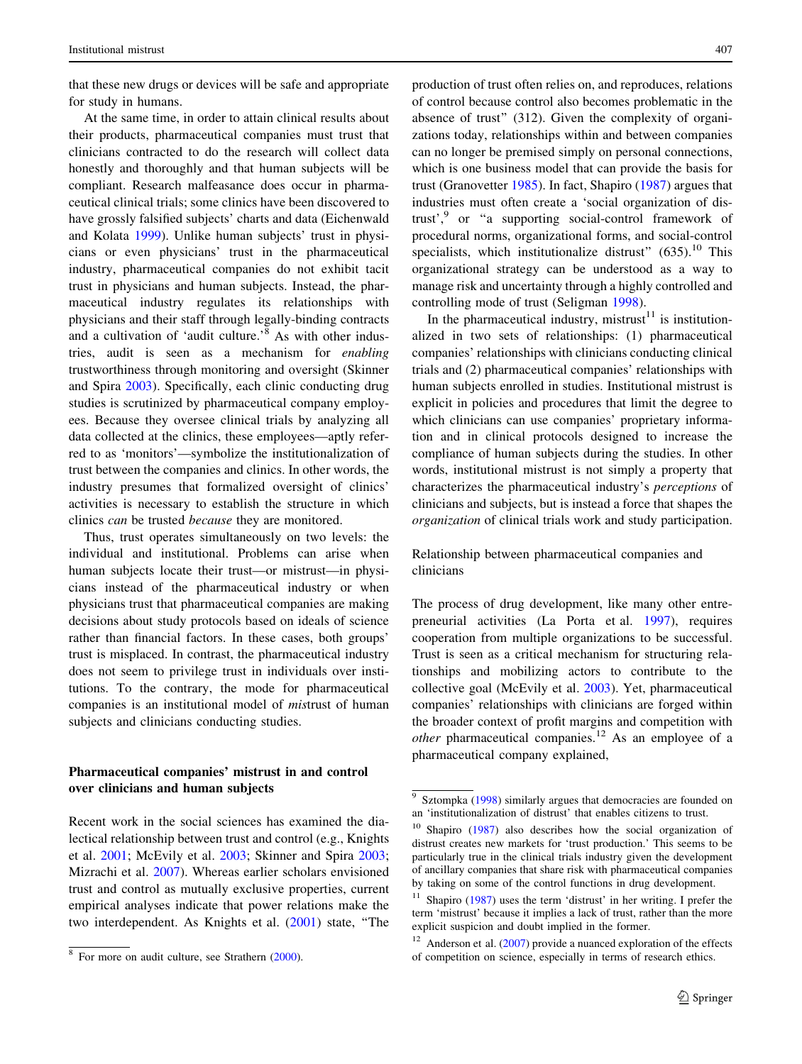that these new drugs or devices will be safe and appropriate for study in humans.

At the same time, in order to attain clinical results about their products, pharmaceutical companies must trust that clinicians contracted to do the research will collect data honestly and thoroughly and that human subjects will be compliant. Research malfeasance does occur in pharmaceutical clinical trials; some clinics have been discovered to have grossly falsified subjects' charts and data (Eichenwald and Kolata 1999). Unlike human subjects' trust in physicians or even physicians' trust in the pharmaceutical industry, pharmaceutical companies do not exhibit tacit trust in physicians and human subjects. Instead, the pharmaceutical industry regulates its relationships with physicians and their staff through legally-binding contracts and a cultivation of 'audit culture.'[8] As with other industries, audit is seen as a mechanism for *enabling* trustworthiness through monitoring and oversight (Skinner and Spira 2003). Specifically, each clinic conducting drug studies is scrutinized by pharmaceutical company employees. Because they oversee clinical trials by analyzing all data collected at the clinics, these employees—aptly referred to as 'monitors'—symbolize the institutionalization of trust between the companies and clinics. In other words, the industry presumes that formalized oversight of clinics' activities is necessary to establish the structure in which clinics *can* be trusted *because* they are monitored.

Thus, trust operates simultaneously on two levels: the individual and institutional. Problems can arise when human subjects locate their trust—or mistrust—in physicians instead of the pharmaceutical industry or when physicians trust that pharmaceutical companies are making decisions about study protocols based on ideals of science rather than financial factors. In these cases, both groups' trust is misplaced. In contrast, the pharmaceutical industry does not seem to privilege trust in individuals over institutions. To the contrary, the mode for pharmaceutical companies is an institutional model of *mis*trust of human subjects and clinicians conducting studies.

## Pharmaceutical companies' mistrust in and control over clinicians and human subjects

Recent work in the social sciences has examined the dialectical relationship between trust and control (e.g., Knights et al. 2001; McEvily et al. 2003; Skinner and Spira 2003; Mizrachi et al. 2007). Whereas earlier scholars envisioned trust and control as mutually exclusive properties, current empirical analyses indicate that power relations make the two interdependent. As Knights et al. (2001) state, "The production of trust often relies on, and reproduces, relations of control because control also becomes problematic in the absence of trust" (312). Given the complexity of organizations today, relationships within and between companies can no longer be premised simply on personal connections, which is one business model that can provide the basis for trust (Granovetter 1985). In fact, Shapiro (1987) argues that industries must often create a 'social organization of distrust',[9] or "a supporting social-control framework of procedural norms, organizational forms, and social-control specialists, which institutionalize distrust" (635).[10] This organizational strategy can be understood as a way to manage risk and uncertainty through a highly controlled and controlling mode of trust (Seligman 1998).

In the pharmaceutical industry, mistrust[11] is institutionalized in two sets of relationships: (1) pharmaceutical companies' relationships with clinicians conducting clinical trials and (2) pharmaceutical companies' relationships with human subjects enrolled in studies. Institutional mistrust is explicit in policies and procedures that limit the degree to which clinicians can use companies' proprietary information and in clinical protocols designed to increase the compliance of human subjects during the studies. In other words, institutional mistrust is not simply a property that characterizes the pharmaceutical industry's *perceptions* of clinicians and subjects, but is instead a force that shapes the *organization* of clinical trials work and study participation.

### Relationship between pharmaceutical companies and clinicians

The process of drug development, like many other entrepreneurial activities (La Porta et al. 1997), requires cooperation from multiple organizations to be successful. Trust is seen as a critical mechanism for structuring relationships and mobilizing actors to contribute to the collective goal (McEvily et al. 2003). Yet, pharmaceutical companies' relationships with clinicians are forged within the broader context of profit margins and competition with *other* pharmaceutical companies.[12] As an employee of a pharmaceutical company explained,

---

[8] For more on audit culture, see Strathern (2000).

[9] Sztompka (1998) similarly argues that democracies are founded on an 'institutionalization of distrust' that enables citizens to trust.

[10] Shapiro (1987) also describes how the social organization of distrust creates new markets for 'trust production.' This seems to be particularly true in the clinical trials industry given the development of ancillary companies that share risk with pharmaceutical companies by taking on some of the control functions in drug development.

[11] Shapiro (1987) uses the term 'distrust' in her writing. I prefer the term 'mistrust' because it implies a lack of trust, rather than the more explicit suspicion and doubt implied in the former.

[12] Anderson et al. (2007) provide a nuanced exploration of the effects of competition on science, especially in terms of research ethics.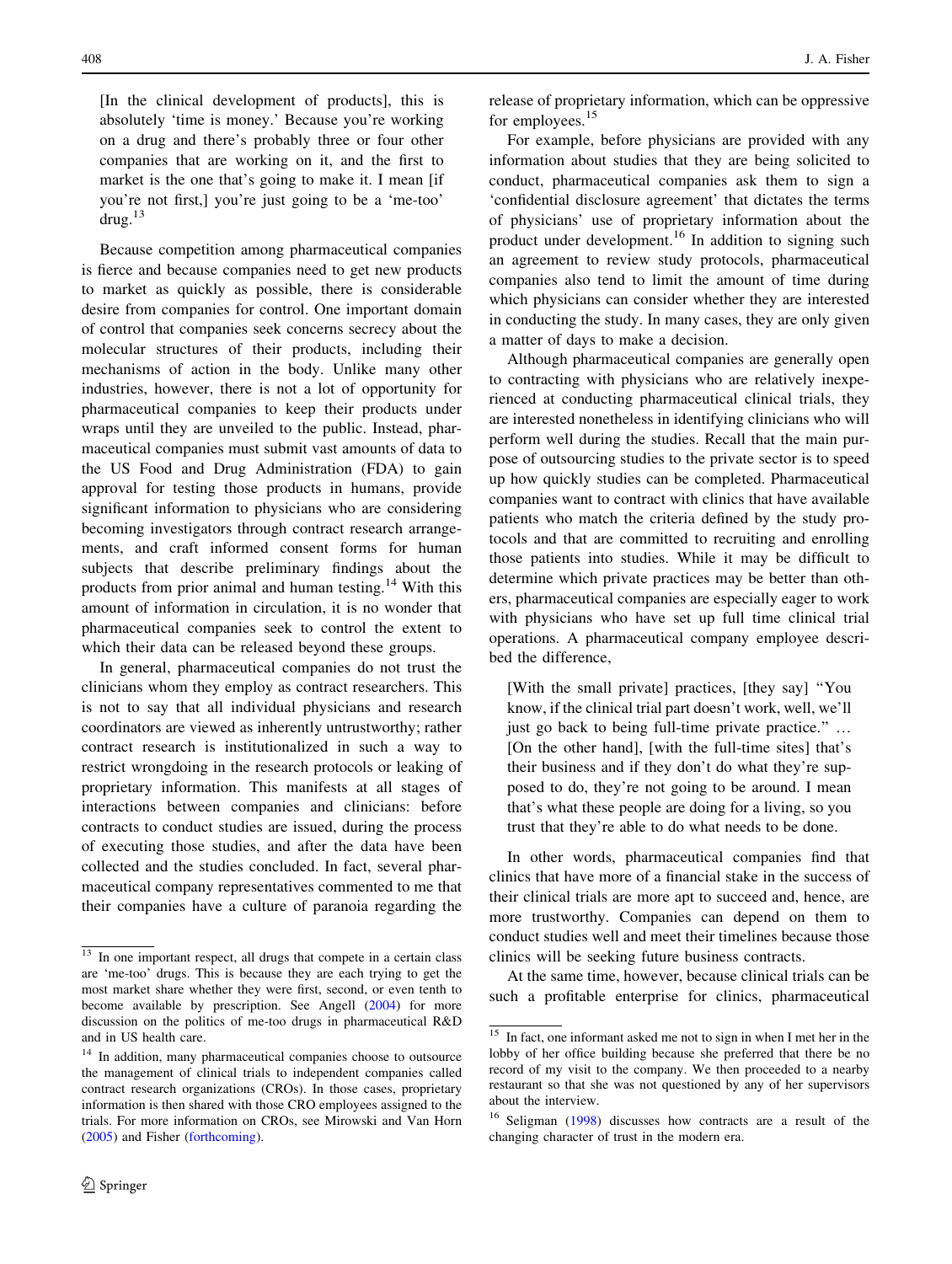> [In the clinical development of products], this is absolutely 'time is money.' Because you're working on a drug and there's probably three or four other companies that are working on it, and the first to market is the one that's going to make it. I mean [if you're not first,] you're just going to be a 'me-too' drug.[13]

Because competition among pharmaceutical companies is fierce and because companies need to get new products to market as quickly as possible, there is considerable desire from companies for control. One important domain of control that companies seek concerns secrecy about the molecular structures of their products, including their mechanisms of action in the body. Unlike many other industries, however, there is not a lot of opportunity for pharmaceutical companies to keep their products under wraps until they are unveiled to the public. Instead, pharmaceutical companies must submit vast amounts of data to the US Food and Drug Administration (FDA) to gain approval for testing those products in humans, provide significant information to physicians who are considering becoming investigators through contract research arrangements, and craft informed consent forms for human subjects that describe preliminary findings about the products from prior animal and human testing.[14] With this amount of information in circulation, it is no wonder that pharmaceutical companies seek to control the extent to which their data can be released beyond these groups.

In general, pharmaceutical companies do not trust the clinicians whom they employ as contract researchers. This is not to say that all individual physicians and research coordinators are viewed as inherently untrustworthy; rather contract research is institutionalized in such a way to restrict wrongdoing in the research protocols or leaking of proprietary information. This manifests at all stages of interactions between companies and clinicians: before contracts to conduct studies are issued, during the process of executing those studies, and after the data have been collected and the studies concluded. In fact, several pharmaceutical company representatives commented to me that their companies have a culture of paranoia regarding the release of proprietary information, which can be oppressive for employees.[15]

For example, before physicians are provided with any information about studies that they are being solicited to conduct, pharmaceutical companies ask them to sign a 'confidential disclosure agreement' that dictates the terms of physicians' use of proprietary information about the product under development.[16] In addition to signing such an agreement to review study protocols, pharmaceutical companies also tend to limit the amount of time during which physicians can consider whether they are interested in conducting the study. In many cases, they are only given a matter of days to make a decision.

Although pharmaceutical companies are generally open to contracting with physicians who are relatively inexperienced at conducting pharmaceutical clinical trials, they are interested nonetheless in identifying clinicians who will perform well during the studies. Recall that the main purpose of outsourcing studies to the private sector is to speed up how quickly studies can be completed. Pharmaceutical companies want to contract with clinics that have available patients who match the criteria defined by the study protocols and that are committed to recruiting and enrolling those patients into studies. While it may be difficult to determine which private practices may be better than others, pharmaceutical companies are especially eager to work with physicians who have set up full time clinical trial operations. A pharmaceutical company employee described the difference,

> [With the small private] practices, [they say] "You know, if the clinical trial part doesn't work, well, we'll just go back to being full-time private practice." … [On the other hand], [with the full-time sites] that's their business and if they don't do what they're supposed to do, they're not going to be around. I mean that's what these people are doing for a living, so you trust that they're able to do what needs to be done.

In other words, pharmaceutical companies find that clinics that have more of a financial stake in the success of their clinical trials are more apt to succeed and, hence, are more trustworthy. Companies can depend on them to conduct studies well and meet their timelines because those clinics will be seeking future business contracts.

At the same time, however, because clinical trials can be such a profitable enterprise for clinics, pharmaceutical

---

[13] In one important respect, all drugs that compete in a certain class are 'me-too' drugs. This is because they are each trying to get the most market share whether they were first, second, or even tenth to become available by prescription. See Angell (2004) for more discussion on the politics of me-too drugs in pharmaceutical R&D and in US health care.

[14] In addition, many pharmaceutical companies choose to outsource the management of clinical trials to independent companies called contract research organizations (CROs). In those cases, proprietary information is then shared with those CRO employees assigned to the trials. For more information on CROs, see Mirowski and Van Horn (2005) and Fisher (forthcoming).

[15] In fact, one informant asked me not to sign in when I met her in the lobby of her office building because she preferred that there be no record of my visit to the company. We then proceeded to a nearby restaurant so that she was not questioned by any of her supervisors about the interview.

[16] Seligman (1998) discusses how contracts are a result of the changing character of trust in the modern era.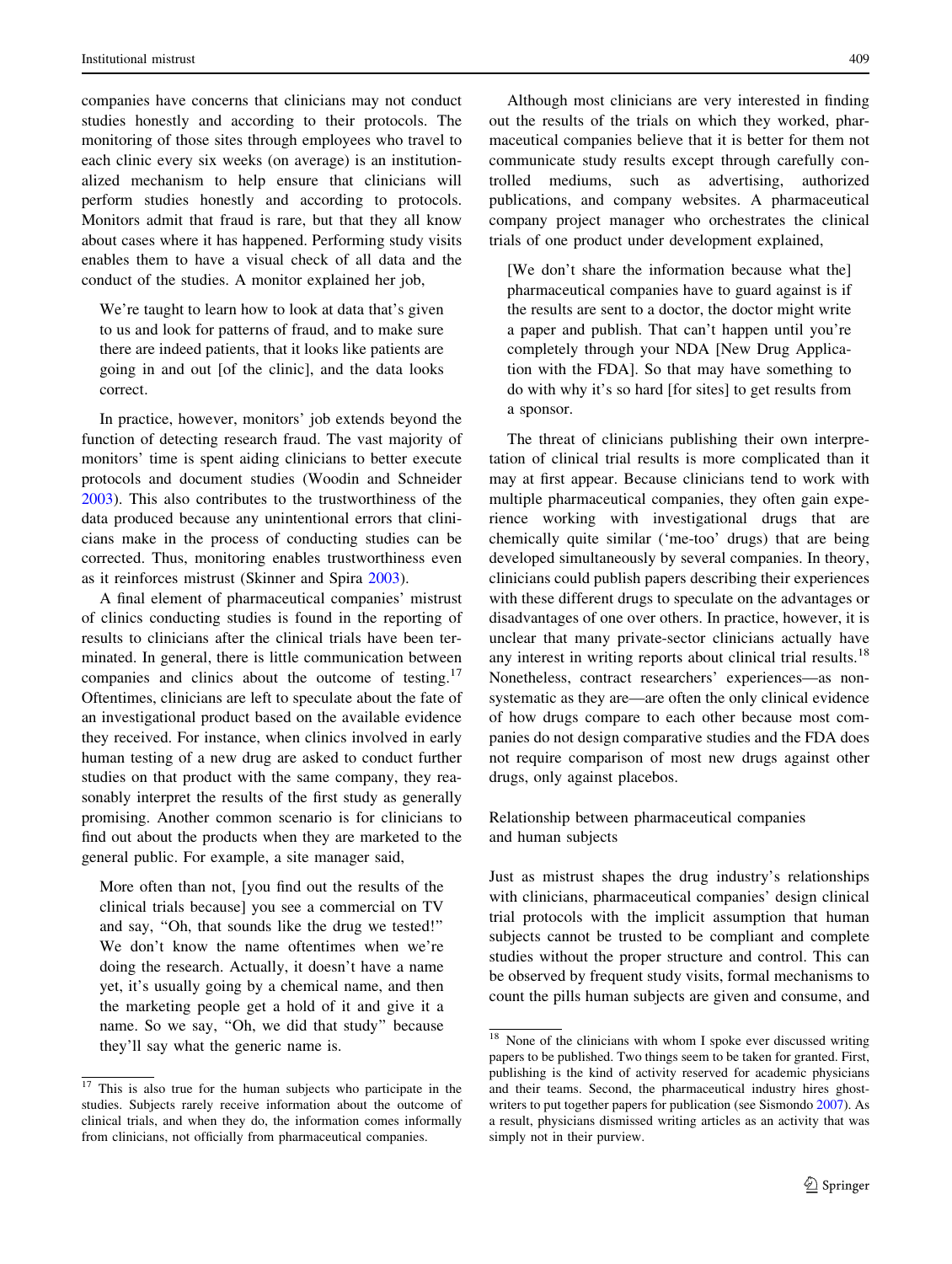companies have concerns that clinicians may not conduct studies honestly and according to their protocols. The monitoring of those sites through employees who travel to each clinic every six weeks (on average) is an institutionalized mechanism to help ensure that clinicians will perform studies honestly and according to protocols. Monitors admit that fraud is rare, but that they all know about cases where it has happened. Performing study visits enables them to have a visual check of all data and the conduct of the studies. A monitor explained her job,

> We're taught to learn how to look at data that's given to us and look for patterns of fraud, and to make sure there are indeed patients, that it looks like patients are going in and out [of the clinic], and the data looks correct.

In practice, however, monitors' job extends beyond the function of detecting research fraud. The vast majority of monitors' time is spent aiding clinicians to better execute protocols and document studies (Woodin and Schneider 2003). This also contributes to the trustworthiness of the data produced because any unintentional errors that clinicians make in the process of conducting studies can be corrected. Thus, monitoring enables trustworthiness even as it reinforces mistrust (Skinner and Spira 2003).

A final element of pharmaceutical companies' mistrust of clinics conducting studies is found in the reporting of results to clinicians after the clinical trials have been terminated. In general, there is little communication between companies and clinics about the outcome of testing.[17] Oftentimes, clinicians are left to speculate about the fate of an investigational product based on the available evidence they received. For instance, when clinics involved in early human testing of a new drug are asked to conduct further studies on that product with the same company, they reasonably interpret the results of the first study as generally promising. Another common scenario is for clinicians to find out about the products when they are marketed to the general public. For example, a site manager said,

> More often than not, [you find out the results of the clinical trials because] you see a commercial on TV and say, "Oh, that sounds like the drug we tested!" We don't know the name oftentimes when we're doing the research. Actually, it doesn't have a name yet, it's usually going by a chemical name, and then the marketing people get a hold of it and give it a name. So we say, "Oh, we did that study" because they'll say what the generic name is.

Although most clinicians are very interested in finding out the results of the trials on which they worked, pharmaceutical companies believe that it is better for them not communicate study results except through carefully controlled mediums, such as advertising, authorized publications, and company websites. A pharmaceutical company project manager who orchestrates the clinical trials of one product under development explained,

> [We don't share the information because what the] pharmaceutical companies have to guard against is if the results are sent to a doctor, the doctor might write a paper and publish. That can't happen until you're completely through your NDA [New Drug Application with the FDA]. So that may have something to do with why it's so hard [for sites] to get results from a sponsor.

The threat of clinicians publishing their own interpretation of clinical trial results is more complicated than it may at first appear. Because clinicians tend to work with multiple pharmaceutical companies, they often gain experience working with investigational drugs that are chemically quite similar ('me-too' drugs) that are being developed simultaneously by several companies. In theory, clinicians could publish papers describing their experiences with these different drugs to speculate on the advantages or disadvantages of one over others. In practice, however, it is unclear that many private-sector clinicians actually have any interest in writing reports about clinical trial results.[18] Nonetheless, contract researchers' experiences—as non-systematic as they are—are often the only clinical evidence of how drugs compare to each other because most companies do not design comparative studies and the FDA does not require comparison of most new drugs against other drugs, only against placebos.

## Relationship between pharmaceutical companies and human subjects

Just as mistrust shapes the drug industry's relationships with clinicians, pharmaceutical companies' design clinical trial protocols with the implicit assumption that human subjects cannot be trusted to be compliant and complete studies without the proper structure and control. This can be observed by frequent study visits, formal mechanisms to count the pills human subjects are given and consume, and

---

[17] This is also true for the human subjects who participate in the studies. Subjects rarely receive information about the outcome of clinical trials, and when they do, the information comes informally from clinicians, not officially from pharmaceutical companies.

[18] None of the clinicians with whom I spoke ever discussed writing papers to be published. Two things seem to be taken for granted. First, publishing is the kind of activity reserved for academic physicians and their teams. Second, the pharmaceutical industry hires ghost-writers to put together papers for publication (see Sismondo 2007). As a result, physicians dismissed writing articles as an activity that was simply not in their purview.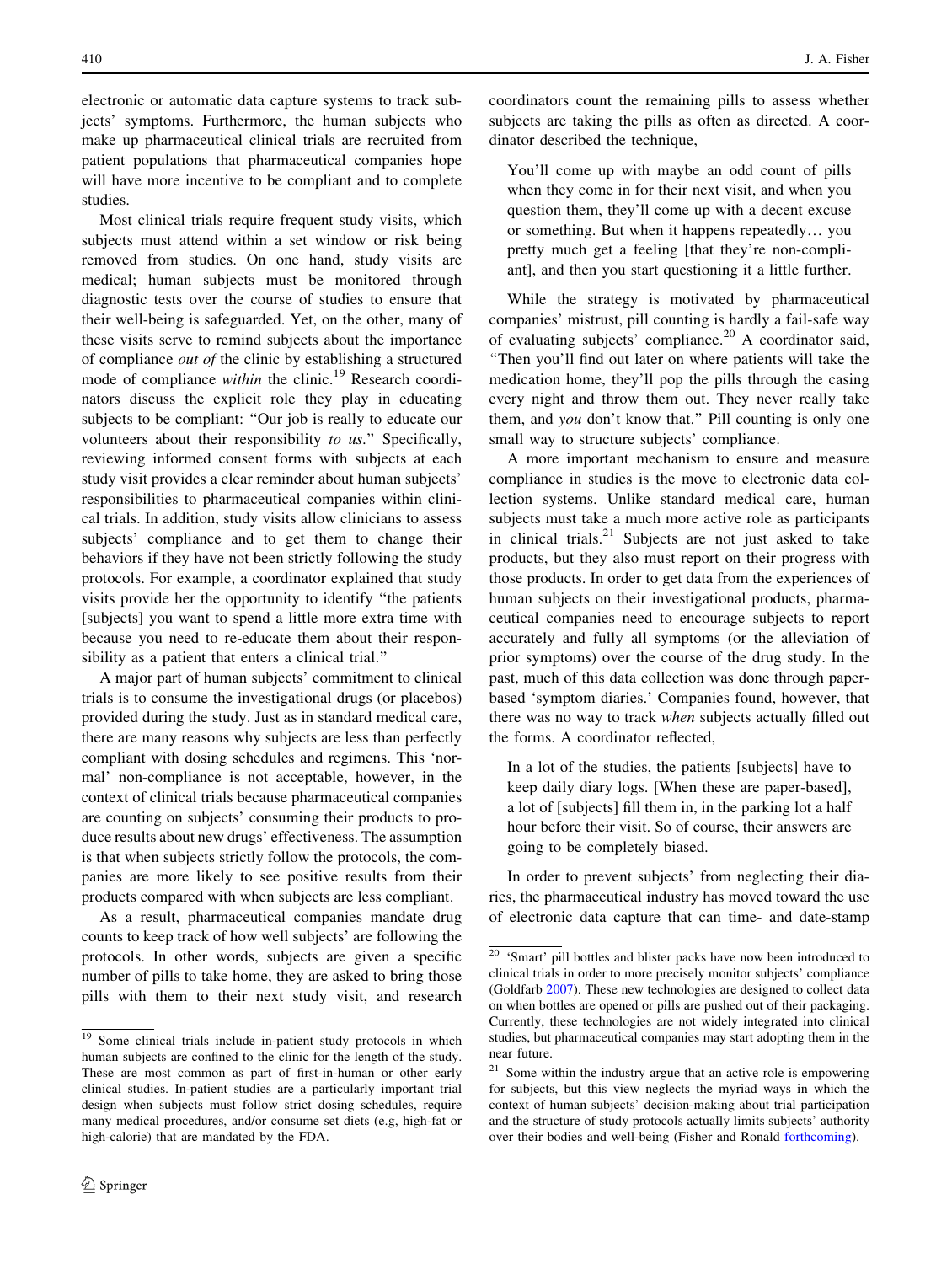electronic or automatic data capture systems to track subjects' symptoms. Furthermore, the human subjects who make up pharmaceutical clinical trials are recruited from patient populations that pharmaceutical companies hope will have more incentive to be compliant and to complete studies.

Most clinical trials require frequent study visits, which subjects must attend within a set window or risk being removed from studies. On one hand, study visits are medical; human subjects must be monitored through diagnostic tests over the course of studies to ensure that their well-being is safeguarded. Yet, on the other, many of these visits serve to remind subjects about the importance of compliance *out of* the clinic by establishing a structured mode of compliance *within* the clinic.[19] Research coordinators discuss the explicit role they play in educating subjects to be compliant: "Our job is really to educate our volunteers about their responsibility *to us*." Specifically, reviewing informed consent forms with subjects at each study visit provides a clear reminder about human subjects' responsibilities to pharmaceutical companies within clinical trials. In addition, study visits allow clinicians to assess subjects' compliance and to get them to change their behaviors if they have not been strictly following the study protocols. For example, a coordinator explained that study visits provide her the opportunity to identify "the patients [subjects] you want to spend a little more extra time with because you need to re-educate them about their responsibility as a patient that enters a clinical trial."

A major part of human subjects' commitment to clinical trials is to consume the investigational drugs (or placebos) provided during the study. Just as in standard medical care, there are many reasons why subjects are less than perfectly compliant with dosing schedules and regimens. This 'normal' non-compliance is not acceptable, however, in the context of clinical trials because pharmaceutical companies are counting on subjects' consuming their products to produce results about new drugs' effectiveness. The assumption is that when subjects strictly follow the protocols, the companies are more likely to see positive results from their products compared with when subjects are less compliant.

As a result, pharmaceutical companies mandate drug counts to keep track of how well subjects' are following the protocols. In other words, subjects are given a specific number of pills to take home, they are asked to bring those pills with them to their next study visit, and research coordinators count the remaining pills to assess whether subjects are taking the pills as often as directed. A coordinator described the technique,

> You'll come up with maybe an odd count of pills when they come in for their next visit, and when you question them, they'll come up with a decent excuse or something. But when it happens repeatedly… you pretty much get a feeling [that they're non-compliant], and then you start questioning it a little further.

While the strategy is motivated by pharmaceutical companies' mistrust, pill counting is hardly a fail-safe way of evaluating subjects' compliance.[20] A coordinator said, "Then you'll find out later on where patients will take the medication home, they'll pop the pills through the casing every night and throw them out. They never really take them, and *you* don't know that." Pill counting is only one small way to structure subjects' compliance.

A more important mechanism to ensure and measure compliance in studies is the move to electronic data collection systems. Unlike standard medical care, human subjects must take a much more active role as participants in clinical trials.[21] Subjects are not just asked to take products, but they also must report on their progress with those products. In order to get data from the experiences of human subjects on their investigational products, pharmaceutical companies need to encourage subjects to report accurately and fully all symptoms (or the alleviation of prior symptoms) over the course of the drug study. In the past, much of this data collection was done through paper-based 'symptom diaries.' Companies found, however, that there was no way to track *when* subjects actually filled out the forms. A coordinator reflected,

> In a lot of the studies, the patients [subjects] have to keep daily diary logs. [When these are paper-based], a lot of [subjects] fill them in, in the parking lot a half hour before their visit. So of course, their answers are going to be completely biased.

In order to prevent subjects' from neglecting their diaries, the pharmaceutical industry has moved toward the use of electronic data capture that can time- and date-stamp

---

[19] Some clinical trials include in-patient study protocols in which human subjects are confined to the clinic for the length of the study. These are most common as part of first-in-human or other early clinical studies. In-patient studies are a particularly important trial design when subjects must follow strict dosing schedules, require many medical procedures, and/or consume set diets (e.g, high-fat or high-calorie) that are mandated by the FDA.

[20] 'Smart' pill bottles and blister packs have now been introduced to clinical trials in order to more precisely monitor subjects' compliance (Goldfarb 2007). These new technologies are designed to collect data on when bottles are opened or pills are pushed out of their packaging. Currently, these technologies are not widely integrated into clinical studies, but pharmaceutical companies may start adopting them in the near future.

[21] Some within the industry argue that an active role is empowering for subjects, but this view neglects the myriad ways in which the context of human subjects' decision-making about trial participation and the structure of study protocols actually limits subjects' authority over their bodies and well-being (Fisher and Ronald forthcoming).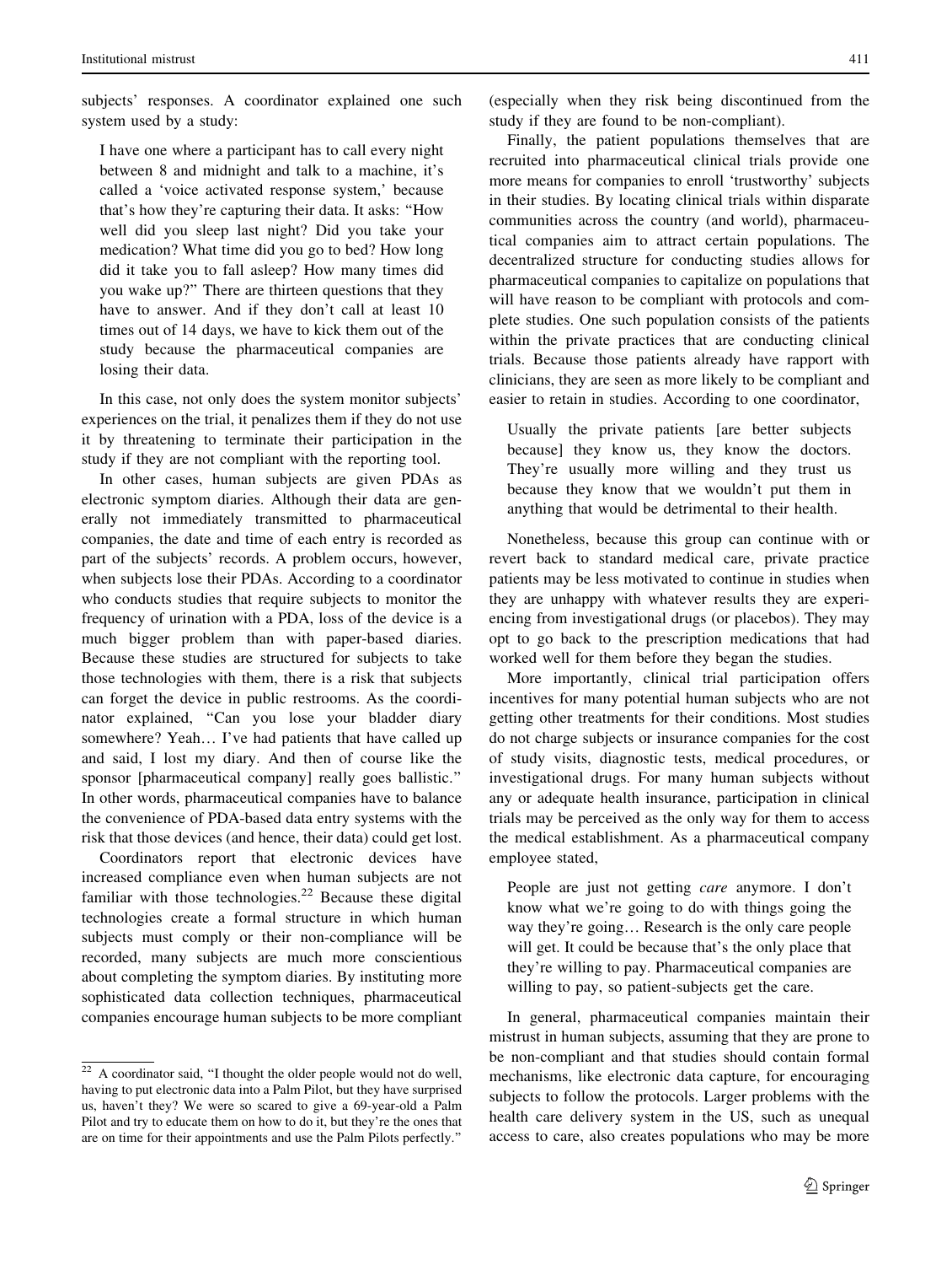subjects' responses. A coordinator explained one such system used by a study:

> I have one where a participant has to call every night between 8 and midnight and talk to a machine, it's called a 'voice activated response system,' because that's how they're capturing their data. It asks: "How well did you sleep last night? Did you take your medication? What time did you go to bed? How long did it take you to fall asleep? How many times did you wake up?" There are thirteen questions that they have to answer. And if they don't call at least 10 times out of 14 days, we have to kick them out of the study because the pharmaceutical companies are losing their data.

In this case, not only does the system monitor subjects' experiences on the trial, it penalizes them if they do not use it by threatening to terminate their participation in the study if they are not compliant with the reporting tool.

In other cases, human subjects are given PDAs as electronic symptom diaries. Although their data are generally not immediately transmitted to pharmaceutical companies, the date and time of each entry is recorded as part of the subjects' records. A problem occurs, however, when subjects lose their PDAs. According to a coordinator who conducts studies that require subjects to monitor the frequency of urination with a PDA, loss of the device is a much bigger problem than with paper-based diaries. Because these studies are structured for subjects to take those technologies with them, there is a risk that subjects can forget the device in public restrooms. As the coordinator explained, "Can you lose your bladder diary somewhere? Yeah… I've had patients that have called up and said, I lost my diary. And then of course like the sponsor [pharmaceutical company] really goes ballistic." In other words, pharmaceutical companies have to balance the convenience of PDA-based data entry systems with the risk that those devices (and hence, their data) could get lost.

Coordinators report that electronic devices have increased compliance even when human subjects are not familiar with those technologies.[22] Because these digital technologies create a formal structure in which human subjects must comply or their non-compliance will be recorded, many subjects are much more conscientious about completing the symptom diaries. By instituting more sophisticated data collection techniques, pharmaceutical companies encourage human subjects to be more compliant (especially when they risk being discontinued from the study if they are found to be non-compliant).

Finally, the patient populations themselves that are recruited into pharmaceutical clinical trials provide one more means for companies to enroll 'trustworthy' subjects in their studies. By locating clinical trials within disparate communities across the country (and world), pharmaceutical companies aim to attract certain populations. The decentralized structure for conducting studies allows for pharmaceutical companies to capitalize on populations that will have reason to be compliant with protocols and complete studies. One such population consists of the patients within the private practices that are conducting clinical trials. Because those patients already have rapport with clinicians, they are seen as more likely to be compliant and easier to retain in studies. According to one coordinator,

> Usually the private patients [are better subjects because] they know us, they know the doctors. They're usually more willing and they trust us because they know that we wouldn't put them in anything that would be detrimental to their health.

Nonetheless, because this group can continue with or revert back to standard medical care, private practice patients may be less motivated to continue in studies when they are unhappy with whatever results they are experiencing from investigational drugs (or placebos). They may opt to go back to the prescription medications that had worked well for them before they began the studies.

More importantly, clinical trial participation offers incentives for many potential human subjects who are not getting other treatments for their conditions. Most studies do not charge subjects or insurance companies for the cost of study visits, diagnostic tests, medical procedures, or investigational drugs. For many human subjects without any or adequate health insurance, participation in clinical trials may be perceived as the only way for them to access the medical establishment. As a pharmaceutical company employee stated,

> People are just not getting *care* anymore. I don't know what we're going to do with things going the way they're going… Research is the only care people will get. It could be because that's the only place that they're willing to pay. Pharmaceutical companies are willing to pay, so patient-subjects get the care.

In general, pharmaceutical companies maintain their mistrust in human subjects, assuming that they are prone to be non-compliant and that studies should contain formal mechanisms, like electronic data capture, for encouraging subjects to follow the protocols. Larger problems with the health care delivery system in the US, such as unequal access to care, also creates populations who may be more

[22] A coordinator said, "I thought the older people would not do well, having to put electronic data into a Palm Pilot, but they have surprised us, haven't they? We were so scared to give a 69-year-old a Palm Pilot and try to educate them on how to do it, but they're the ones that are on time for their appointments and use the Palm Pilots perfectly."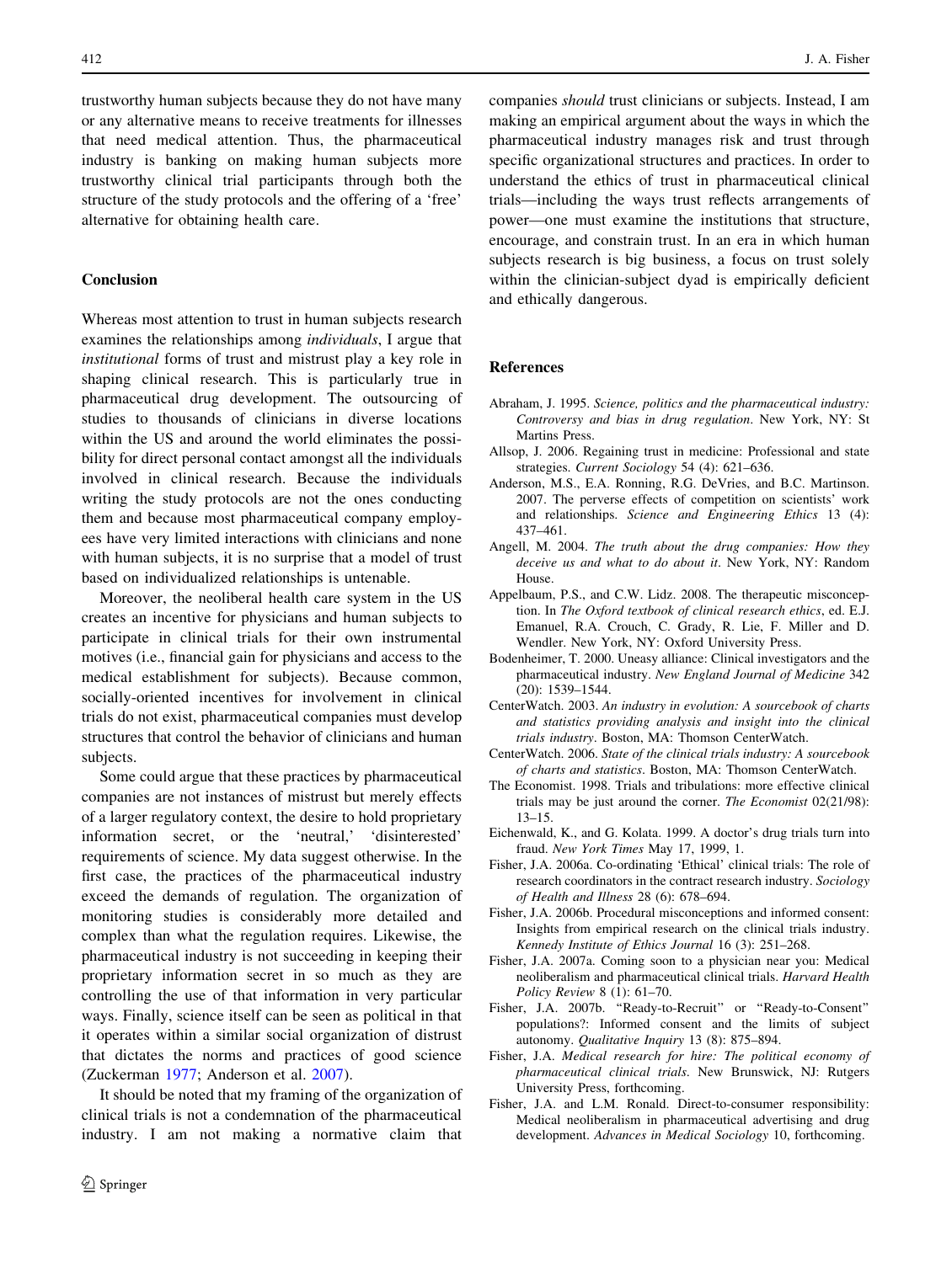trustworthy human subjects because they do not have many or any alternative means to receive treatments for illnesses that need medical attention. Thus, the pharmaceutical industry is banking on making human subjects more trustworthy clinical trial participants through both the structure of the study protocols and the offering of a 'free' alternative for obtaining health care.

## Conclusion

Whereas most attention to trust in human subjects research examines the relationships among *individuals*, I argue that *institutional* forms of trust and mistrust play a key role in shaping clinical research. This is particularly true in pharmaceutical drug development. The outsourcing of studies to thousands of clinicians in diverse locations within the US and around the world eliminates the possibility for direct personal contact amongst all the individuals involved in clinical research. Because the individuals writing the study protocols are not the ones conducting them and because most pharmaceutical company employees have very limited interactions with clinicians and none with human subjects, it is no surprise that a model of trust based on individualized relationships is untenable.

Moreover, the neoliberal health care system in the US creates an incentive for physicians and human subjects to participate in clinical trials for their own instrumental motives (i.e., financial gain for physicians and access to the medical establishment for subjects). Because common, socially-oriented incentives for involvement in clinical trials do not exist, pharmaceutical companies must develop structures that control the behavior of clinicians and human subjects.

Some could argue that these practices by pharmaceutical companies are not instances of mistrust but merely effects of a larger regulatory context, the desire to hold proprietary information secret, or the 'neutral,' 'disinterested' requirements of science. My data suggest otherwise. In the first case, the practices of the pharmaceutical industry exceed the demands of regulation. The organization of monitoring studies is considerably more detailed and complex than what the regulation requires. Likewise, the pharmaceutical industry is not succeeding in keeping their proprietary information secret in so much as they are controlling the use of that information in very particular ways. Finally, science itself can be seen as political in that it operates within a similar social organization of distrust that dictates the norms and practices of good science (Zuckerman 1977; Anderson et al. 2007).

It should be noted that my framing of the organization of clinical trials is not a condemnation of the pharmaceutical industry. I am not making a normative claim that companies *should* trust clinicians or subjects. Instead, I am making an empirical argument about the ways in which the pharmaceutical industry manages risk and trust through specific organizational structures and practices. In order to understand the ethics of trust in pharmaceutical clinical trials—including the ways trust reflects arrangements of power—one must examine the institutions that structure, encourage, and constrain trust. In an era in which human subjects research is big business, a focus on trust solely within the clinician-subject dyad is empirically deficient and ethically dangerous.

## References

Abraham, J. 1995. *Science, politics and the pharmaceutical industry: Controversy and bias in drug regulation*. New York, NY: St Martins Press.

Allsop, J. 2006. Regaining trust in medicine: Professional and state strategies. *Current Sociology* 54 (4): 621–636.

Anderson, M.S., E.A. Ronning, R.G. DeVries, and B.C. Martinson. 2007. The perverse effects of competition on scientists' work and relationships. *Science and Engineering Ethics* 13 (4): 437–461.

Angell, M. 2004. *The truth about the drug companies: How they deceive us and what to do about it*. New York, NY: Random House.

Appelbaum, P.S., and C.W. Lidz. 2008. The therapeutic misconception. In *The Oxford textbook of clinical research ethics*, ed. E.J. Emanuel, R.A. Crouch, C. Grady, R. Lie, F. Miller and D. Wendler. New York, NY: Oxford University Press.

Bodenheimer, T. 2000. Uneasy alliance: Clinical investigators and the pharmaceutical industry. *New England Journal of Medicine* 342 (20): 1539–1544.

CenterWatch. 2003. *An industry in evolution: A sourcebook of charts and statistics providing analysis and insight into the clinical trials industry*. Boston, MA: Thomson CenterWatch.

CenterWatch. 2006. *State of the clinical trials industry: A sourcebook of charts and statistics*. Boston, MA: Thomson CenterWatch.

The Economist. 1998. Trials and tribulations: more effective clinical trials may be just around the corner. *The Economist* 02(21/98): 13–15.

Eichenwald, K., and G. Kolata. 1999. A doctor's drug trials turn into fraud. *New York Times* May 17, 1999, 1.

Fisher, J.A. 2006a. Co-ordinating 'Ethical' clinical trials: The role of research coordinators in the contract research industry. *Sociology of Health and Illness* 28 (6): 678–694.

Fisher, J.A. 2006b. Procedural misconceptions and informed consent: Insights from empirical research on the clinical trials industry. *Kennedy Institute of Ethics Journal* 16 (3): 251–268.

Fisher, J.A. 2007a. Coming soon to a physician near you: Medical neoliberalism and pharmaceutical clinical trials. *Harvard Health Policy Review* 8 (1): 61–70.

Fisher, J.A. 2007b. "Ready-to-Recruit" or "Ready-to-Consent" populations?: Informed consent and the limits of subject autonomy. *Qualitative Inquiry* 13 (8): 875–894.

Fisher, J.A. *Medical research for hire: The political economy of pharmaceutical clinical trials*. New Brunswick, NJ: Rutgers University Press, forthcoming.

Fisher, J.A. and L.M. Ronald. Direct-to-consumer responsibility: Medical neoliberalism in pharmaceutical advertising and drug development. *Advances in Medical Sociology* 10, forthcoming.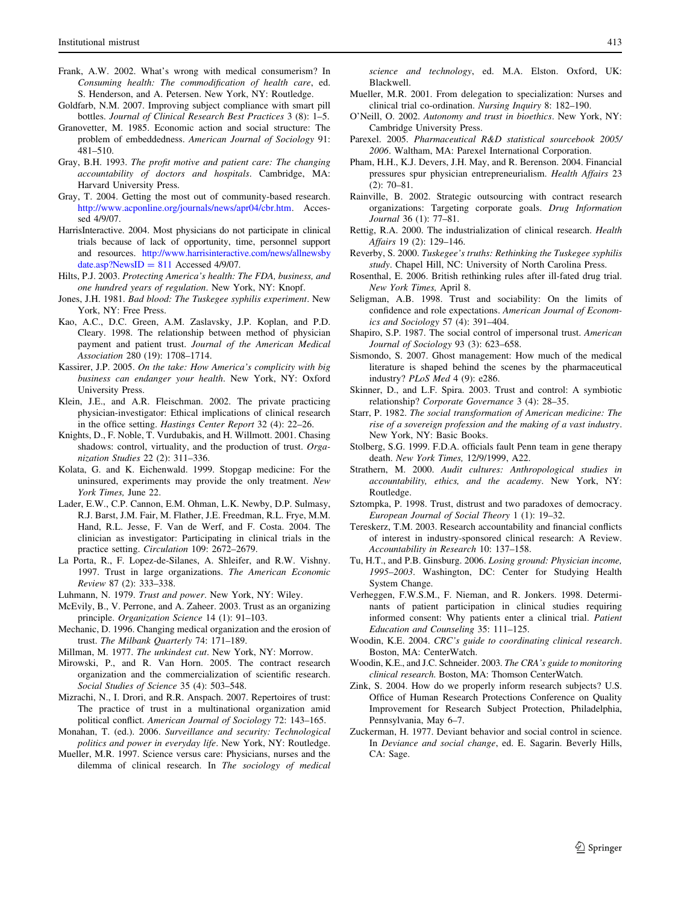Frank, A.W. 2002. What's wrong with medical consumerism? In *Consuming health: The commodification of health care*, ed. S. Henderson, and A. Petersen. New York, NY: Routledge.

Goldfarb, N.M. 2007. Improving subject compliance with smart pill bottles. *Journal of Clinical Research Best Practices* 3 (8): 1–5.

Granovetter, M. 1985. Economic action and social structure: The problem of embeddedness. *American Journal of Sociology* 91: 481–510.

Gray, B.H. 1993. *The profit motive and patient care: The changing accountability of doctors and hospitals*. Cambridge, MA: Harvard University Press.

Gray, T. 2004. Getting the most out of community-based research. http://www.acponline.org/journals/news/apr04/cbr.htm. Accessed 4/9/07.

HarrisInteractive. 2004. Most physicians do not participate in clinical trials because of lack of opportunity, time, personnel support and resources. http://www.harrisinteractive.com/news/allnewsbydate.asp?NewsID = 811 Accessed 4/9/07.

Hilts, P.J. 2003. *Protecting America's health: The FDA, business, and one hundred years of regulation*. New York, NY: Knopf.

Jones, J.H. 1981. *Bad blood: The Tuskegee syphilis experiment*. New York, NY: Free Press.

Kao, A.C., D.C. Green, A.M. Zaslavsky, J.P. Koplan, and P.D. Cleary. 1998. The relationship between method of physician payment and patient trust. *Journal of the American Medical Association* 280 (19): 1708–1714.

Kassirer, J.P. 2005. *On the take: How America's complicity with big business can endanger your health*. New York, NY: Oxford University Press.

Klein, J.E., and A.R. Fleischman. 2002. The private practicing physician-investigator: Ethical implications of clinical research in the office setting. *Hastings Center Report* 32 (4): 22–26.

Knights, D., F. Noble, T. Vurdubakis, and H. Willmott. 2001. Chasing shadows: control, virtuality, and the production of trust. *Organization Studies* 22 (2): 311–336.

Kolata, G. and K. Eichenwald. 1999. Stopgap medicine: For the uninsured, experiments may provide the only treatment. *New York Times,* June 22.

Lader, E.W., C.P. Cannon, E.M. Ohman, L.K. Newby, D.P. Sulmasy, R.J. Barst, J.M. Fair, M. Flather, J.E. Freedman, R.L. Frye, M.M. Hand, R.L. Jesse, F. Van de Werf, and F. Costa. 2004. The clinician as investigator: Participating in clinical trials in the practice setting. *Circulation* 109: 2672–2679.

La Porta, R., F. Lopez-de-Silanes, A. Shleifer, and R.W. Vishny. 1997. Trust in large organizations. *The American Economic Review* 87 (2): 333–338.

Luhmann, N. 1979. *Trust and power*. New York, NY: Wiley.

McEvily, B., V. Perrone, and A. Zaheer. 2003. Trust as an organizing principle. *Organization Science* 14 (1): 91–103.

Mechanic, D. 1996. Changing medical organization and the erosion of trust. *The Milbank Quarterly* 74: 171–189.

Millman, M. 1977. *The unkindest cut*. New York, NY: Morrow.

Mirowski, P., and R. Van Horn. 2005. The contract research organization and the commercialization of scientific research. *Social Studies of Science* 35 (4): 503–548.

Mizrachi, N., I. Drori, and R.R. Anspach. 2007. Repertoires of trust: The practice of trust in a multinational organization amid political conflict. *American Journal of Sociology* 72: 143–165.

Monahan, T. (ed.). 2006. *Surveillance and security: Technological politics and power in everyday life*. New York, NY: Routledge.

Mueller, M.R. 1997. Science versus care: Physicians, nurses and the dilemma of clinical research. In *The sociology of medical science and technology*, ed. M.A. Elston. Oxford, UK: Blackwell.

Mueller, M.R. 2001. From delegation to specialization: Nurses and clinical trial co-ordination. *Nursing Inquiry* 8: 182–190.

O'Neill, O. 2002. *Autonomy and trust in bioethics*. New York, NY: Cambridge University Press.

Parexel. 2005. *Pharmaceutical R&D statistical sourcebook 2005/2006*. Waltham, MA: Parexel International Corporation.

Pham, H.H., K.J. Devers, J.H. May, and R. Berenson. 2004. Financial pressures spur physician entrepreneurialism. *Health Affairs* 23 (2): 70–81.

Rainville, B. 2002. Strategic outsourcing with contract research organizations: Targeting corporate goals. *Drug Information Journal* 36 (1): 77–81.

Rettig, R.A. 2000. The industrialization of clinical research. *Health Affairs* 19 (2): 129–146.

Reverby, S. 2000. *Tuskegee's truths: Rethinking the Tuskegee syphilis study*. Chapel Hill, NC: University of North Carolina Press.

Rosenthal, E. 2006. British rethinking rules after ill-fated drug trial. *New York Times,* April 8.

Seligman, A.B. 1998. Trust and sociability: On the limits of confidence and role expectations. *American Journal of Economics and Sociology* 57 (4): 391–404.

Shapiro, S.P. 1987. The social control of impersonal trust. *American Journal of Sociology* 93 (3): 623–658.

Sismondo, S. 2007. Ghost management: How much of the medical literature is shaped behind the scenes by the pharmaceutical industry? *PLoS Med* 4 (9): e286.

Skinner, D., and L.F. Spira. 2003. Trust and control: A symbiotic relationship? *Corporate Governance* 3 (4): 28–35.

Starr, P. 1982. *The social transformation of American medicine: The rise of a sovereign profession and the making of a vast industry*. New York, NY: Basic Books.

Stolberg, S.G. 1999. F.D.A. officials fault Penn team in gene therapy death. *New York Times,* 12/9/1999, A22.

Strathern, M. 2000. *Audit cultures: Anthropological studies in accountability, ethics, and the academy*. New York, NY: Routledge.

Sztompka, P. 1998. Trust, distrust and two paradoxes of democracy. *European Journal of Social Theory* 1 (1): 19–32.

Tereskerz, T.M. 2003. Research accountability and financial conflicts of interest in industry-sponsored clinical research: A Review. *Accountability in Research* 10: 137–158.

Tu, H.T., and P.B. Ginsburg. 2006. *Losing ground: Physician income, 1995–2003*. Washington, DC: Center for Studying Health System Change.

Verheggen, F.W.S.M., F. Nieman, and R. Jonkers. 1998. Determinants of patient participation in clinical studies requiring informed consent: Why patients enter a clinical trial. *Patient Education and Counseling* 35: 111–125.

Woodin, K.E. 2004. *CRC's guide to coordinating clinical research*. Boston, MA: CenterWatch.

Woodin, K.E., and J.C. Schneider. 2003. *The CRA's guide to monitoring clinical research.* Boston, MA: Thomson CenterWatch.

Zink, S. 2004. How do we properly inform research subjects? U.S. Office of Human Research Protections Conference on Quality Improvement for Research Subject Protection, Philadelphia, Pennsylvania, May 6–7.

Zuckerman, H. 1977. Deviant behavior and social control in science. In *Deviance and social change*, ed. E. Sagarin. Beverly Hills, CA: Sage.